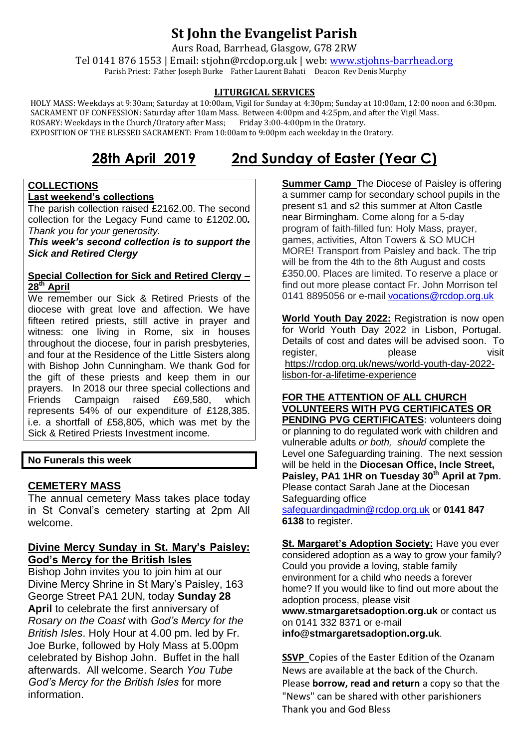# St John the Evangelist Parish

Aurs Road, Barrhead, Glasgow, G78 2RW

Tel 0141 876 1553 | Email: stjohn@rcdop.org.uk | web: www.stjohns-barrhead.org

Parish Priest: Father Joseph Burke Father Laurent Bahati Deacon Rev Denis Murphy

**LITURGICAL SERVICES**

HOLY MASS: Weekdays at 9:30am; Saturday at 10:00am, Vigil for Sunday at 4:30pm; Sunday at 10:00am, 12:00 noon and 6:30pm.
SACRAMENT OF CONFESSION: Saturday after 10am Mass. Between 4:00pm and 4:25pm, and after the Vigil Mass.
ROSARY: Weekdays in the Church/Oratory after Mass; Friday 3:00-4:00pm in the Oratory.
EXPOSITION OF THE BLESSED SACRAMENT: From 10:00am to 9:00pm each weekday in the Oratory.

## 28th April 2019 2nd Sunday of Easter (Year C)

**COLLECTIONS**

**Last weekend's collections**

The parish collection raised £2162.00. The second collection for the Legacy Fund came to £1202.00. *Thank you for your generosity.*

***This week's second collection is to support the Sick and Retired Clergy***

**Special Collection for Sick and Retired Clergy – 28th April**

We remember our Sick & Retired Priests of the diocese with great love and affection. We have fifteen retired priests, still active in prayer and witness: one living in Rome, six in houses throughout the diocese, four in parish presbyteries, and four at the Residence of the Little Sisters along with Bishop John Cunningham. We thank God for the gift of these priests and keep them in our prayers. In 2018 our three special collections and Friends Campaign raised £69,580, which represents 54% of our expenditure of £128,385. i.e. a shortfall of £58,805, which was met by the Sick & Retired Priests Investment income.

**No Funerals this week**

**CEMETERY MASS**

The annual cemetery Mass takes place today in St Conval's cemetery starting at 2pm All welcome.

**Divine Mercy Sunday in St. Mary's Paisley: God's Mercy for the British Isles**

Bishop John invites you to join him at our Divine Mercy Shrine in St Mary's Paisley, 163 George Street PA1 2UN, today **Sunday 28 April** to celebrate the first anniversary of *Rosary on the Coast* with *God's Mercy for the British Isles*. Holy Hour at 4.00 pm. led by Fr. Joe Burke, followed by Holy Mass at 5.00pm celebrated by Bishop John. Buffet in the hall afterwards. All welcome. Search *You Tube God's Mercy for the British Isles* for more information.

**Summer Camp** The Diocese of Paisley is offering a summer camp for secondary school pupils in the present s1 and s2 this summer at Alton Castle near Birmingham. Come along for a 5-day program of faith-filled fun: Holy Mass, prayer, games, activities, Alton Towers & SO MUCH MORE! Transport from Paisley and back. The trip will be from the 4th to the 8th August and costs £350.00. Places are limited. To reserve a place or find out more please contact Fr. John Morrison tel 0141 8895056 or e-mail vocations@rcdop.org.uk

**World Youth Day 2022:** Registration is now open for World Youth Day 2022 in Lisbon, Portugal. Details of cost and dates will be advised soon. To register, please visit https://rcdop.org.uk/news/world-youth-day-2022-lisbon-for-a-lifetime-experience

**FOR THE ATTENTION OF ALL CHURCH VOLUNTEERS WITH PVG CERTIFICATES OR PENDING PVG CERTIFICATES:** volunteers doing or planning to do regulated work with children and vulnerable adults *or both, should* complete the Level one Safeguarding training. The next session will be held in the **Diocesan Office, Incle Street, Paisley, PA1 1HR on Tuesday 30th April at 7pm.** Please contact Sarah Jane at the Diocesan Safeguarding office safeguardingadmin@rcdop.org.uk or **0141 847 6138** to register.

**St. Margaret's Adoption Society:** Have you ever considered adoption as a way to grow your family? Could you provide a loving, stable family environment for a child who needs a forever home? If you would like to find out more about the adoption process, please visit **www.stmargaretsadoption.org.uk** or contact us on 0141 332 8371 or e-mail **info@stmargaretsadoption.org.uk**.

**SSVP** Copies of the Easter Edition of the Ozanam News are available at the back of the Church. Please **borrow, read and return** a copy so that the "News" can be shared with other parishioners Thank you and God Bless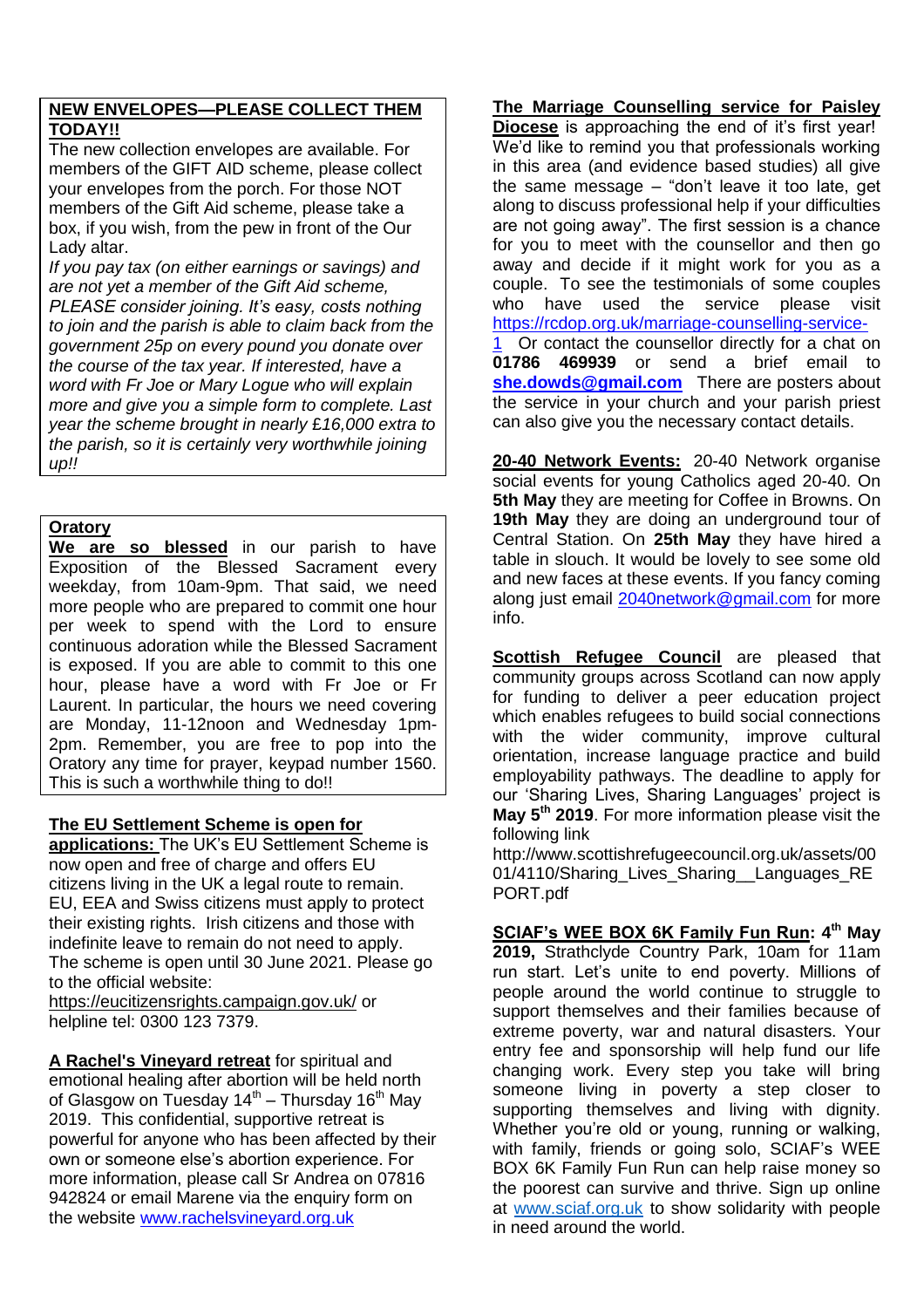**NEW ENVELOPES—PLEASE COLLECT THEM TODAY!!**

The new collection envelopes are available. For members of the GIFT AID scheme, please collect your envelopes from the porch. For those NOT members of the Gift Aid scheme, please take a box, if you wish, from the pew in front of the Our Lady altar.

*If you pay tax (on either earnings or savings) and are not yet a member of the Gift Aid scheme, PLEASE consider joining. It's easy, costs nothing to join and the parish is able to claim back from the government 25p on every pound you donate over the course of the tax year. If interested, have a word with Fr Joe or Mary Logue who will explain more and give you a simple form to complete. Last year the scheme brought in nearly £16,000 extra to the parish, so it is certainly very worthwhile joining up!!*

**Oratory**

**We are so blessed** in our parish to have Exposition of the Blessed Sacrament every weekday, from 10am-9pm. That said, we need more people who are prepared to commit one hour per week to spend with the Lord to ensure continuous adoration while the Blessed Sacrament is exposed. If you are able to commit to this one hour, please have a word with Fr Joe or Fr Laurent. In particular, the hours we need covering are Monday, 11-12noon and Wednesday 1pm-2pm. Remember, you are free to pop into the Oratory any time for prayer, keypad number 1560. This is such a worthwhile thing to do!!

**The EU Settlement Scheme is open for applications:** The UK's EU Settlement Scheme is now open and free of charge and offers EU citizens living in the UK a legal route to remain. EU, EEA and Swiss citizens must apply to protect their existing rights. Irish citizens and those with indefinite leave to remain do not need to apply. The scheme is open until 30 June 2021. Please go to the official website: https://eucitizensrights.campaign.gov.uk/ or helpline tel: 0300 123 7379.

**A Rachel's Vineyard retreat** for spiritual and emotional healing after abortion will be held north of Glasgow on Tuesday 14th – Thursday 16th May 2019. This confidential, supportive retreat is powerful for anyone who has been affected by their own or someone else's abortion experience. For more information, please call Sr Andrea on 07816 942824 or email Marene via the enquiry form on the website www.rachelsvineyard.org.uk

**The Marriage Counselling service for Paisley Diocese** is approaching the end of it's first year! We'd like to remind you that professionals working in this area (and evidence based studies) all give the same message – "don't leave it too late, get along to discuss professional help if your difficulties are not going away". The first session is a chance for you to meet with the counsellor and then go away and decide if it might work for you as a couple. To see the testimonials of some couples who have used the service please visit https://rcdop.org.uk/marriage-counselling-service-1 Or contact the counsellor directly for a chat on **01786 469939** or send a brief email to **she.dowds@gmail.com** There are posters about the service in your church and your parish priest can also give you the necessary contact details.

**20-40 Network Events:** 20-40 Network organise social events for young Catholics aged 20-40. On **5th May** they are meeting for Coffee in Browns. On **19th May** they are doing an underground tour of Central Station. On **25th May** they have hired a table in slouch. It would be lovely to see some old and new faces at these events. If you fancy coming along just email 2040network@gmail.com for more info.

**Scottish Refugee Council** are pleased that community groups across Scotland can now apply for funding to deliver a peer education project which enables refugees to build social connections with the wider community, improve cultural orientation, increase language practice and build employability pathways. The deadline to apply for our 'Sharing Lives, Sharing Languages' project is **May 5th 2019**. For more information please visit the following link http://www.scottishrefugeecouncil.org.uk/assets/0001/4110/Sharing_Lives_Sharing__Languages_REPORT.pdf

**SCIAF's WEE BOX 6K Family Fun Run: 4th May 2019,** Strathclyde Country Park, 10am for 11am run start. Let's unite to end poverty. Millions of people around the world continue to struggle to support themselves and their families because of extreme poverty, war and natural disasters. Your entry fee and sponsorship will help fund our life changing work. Every step you take will bring someone living in poverty a step closer to supporting themselves and living with dignity. Whether you're old or young, running or walking, with family, friends or going solo, SCIAF's WEE BOX 6K Family Fun Run can help raise money so the poorest can survive and thrive. Sign up online at www.sciaf.org.uk to show solidarity with people in need around the world.